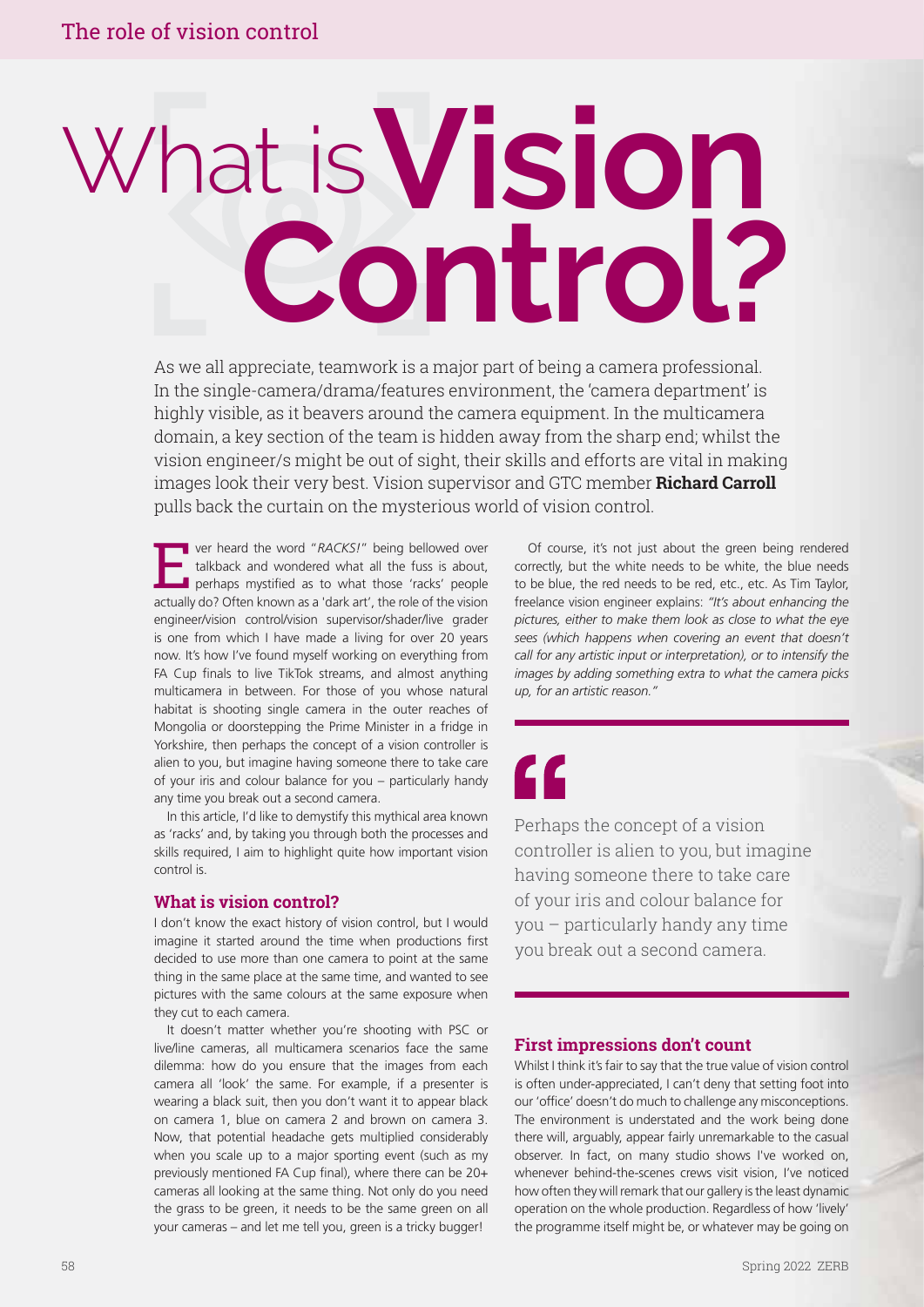# What is Vision Control?

As we all appreciate, teamwork is a major part of being a camera professional. In the single-camera/drama/features environment, the 'camera department' is highly visible, as it beavers around the camera equipment. In the multicamera domain, a key section of the team is hidden away from the sharp end; whilst the vision engineer/s might be out of sight, their skills and efforts are vital in making images look their very best. Vision supervisor and GTC member **Richard Carroll** pulls back the curtain on the mysterious world of vision control.

Ever heard the word "*RACKS!*" being bellowed over talkback and wondered what all the fuss is about, perhaps mystified as to what those 'racks' people actually do? Often known as a 'dark art', the role of the vision engineer/vision control/vision supervisor/shader/live grader is one from which I have made a living for over 20 years now. It's how I've found myself working on everything from FA Cup finals to live TikTok streams, and almost anything multicamera in between. For those of you whose natural habitat is shooting single camera in the outer reaches of Mongolia or doorstepping the Prime Minister in a fridge in Yorkshire, then perhaps the concept of a vision controller is alien to you, but imagine having someone there to take care of your iris and colour balance for you – particularly handy any time you break out a second camera.

In this article, I'd like to demystify this mythical area known as 'racks' and, by taking you through both the processes and skills required, I aim to highlight quite how important vision control is.

## What is vision control?

I don't know the exact history of vision control, but I would imagine it started around the time when productions first decided to use more than one camera to point at the same thing in the same place at the same time, and wanted to see pictures with the same colours at the same exposure when they cut to each camera.

It doesn't matter whether you're shooting with PSC or live/line cameras, all multicamera scenarios face the same dilemma: how do you ensure that the images from each camera all 'look' the same. For example, if a presenter is wearing a black suit, then you don't want it to appear black on camera 1, blue on camera 2 and brown on camera 3. Now, that potential headache gets multiplied considerably when you scale up to a major sporting event (such as my previously mentioned FA Cup final), where there can be 20+ cameras all looking at the same thing. Not only do you need the grass to be green, it needs to be the same green on all your cameras – and let me tell you, green is a tricky bugger!

Of course, it's not just about the green being rendered correctly, but the white needs to be white, the blue needs to be blue, the red needs to be red, etc., etc. As Tim Taylor, freelance vision engineer explains: *"It's about enhancing the pictures, either to make them look as close to what the eye sees (which happens when covering an event that doesn't call for any artistic input or interpretation), or to intensify the images by adding something extra to what the camera picks up, for an artistic reason."*

> "Perhaps the concept of a vision controller is alien to you, but imagine having someone there to take care of your iris and colour balance for you – particularly handy any time you break out a second camera.

## First impressions don't count

Whilst I think it's fair to say that the true value of vision control is often under-appreciated, I can't deny that setting foot into our 'office' doesn't do much to challenge any misconceptions. The environment is understated and the work being done there will, arguably, appear fairly unremarkable to the casual observer. In fact, on many studio shows I've worked on, whenever behind-the-scenes crews visit vision, I've noticed how often they will remark that our gallery is the least dynamic operation on the whole production. Regardless of how 'lively' the programme itself might be, or whatever may be going on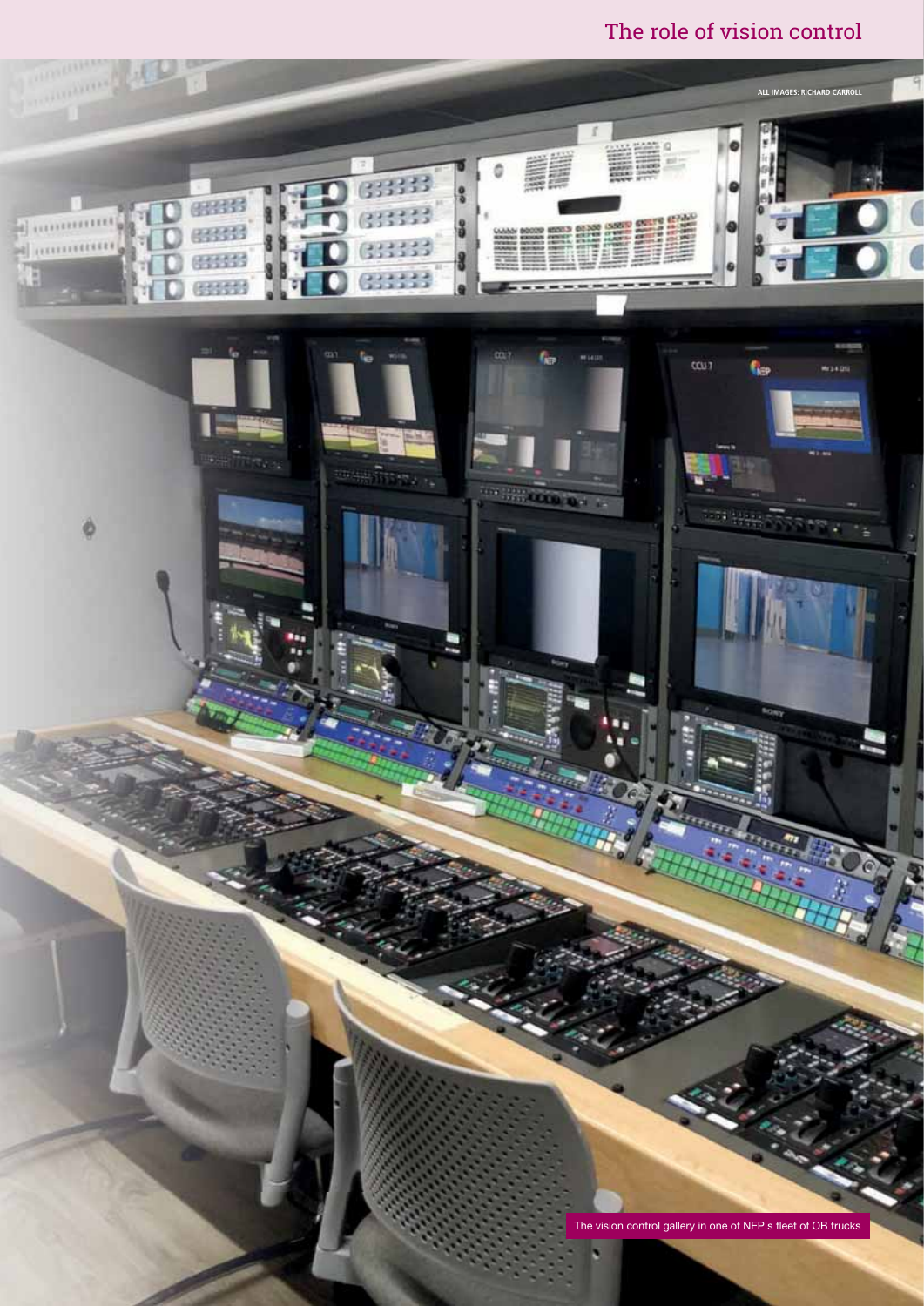ALL IMAGES: RICHARD CARROLL

The vision control gallery in one of NEP's fleet of OB trucks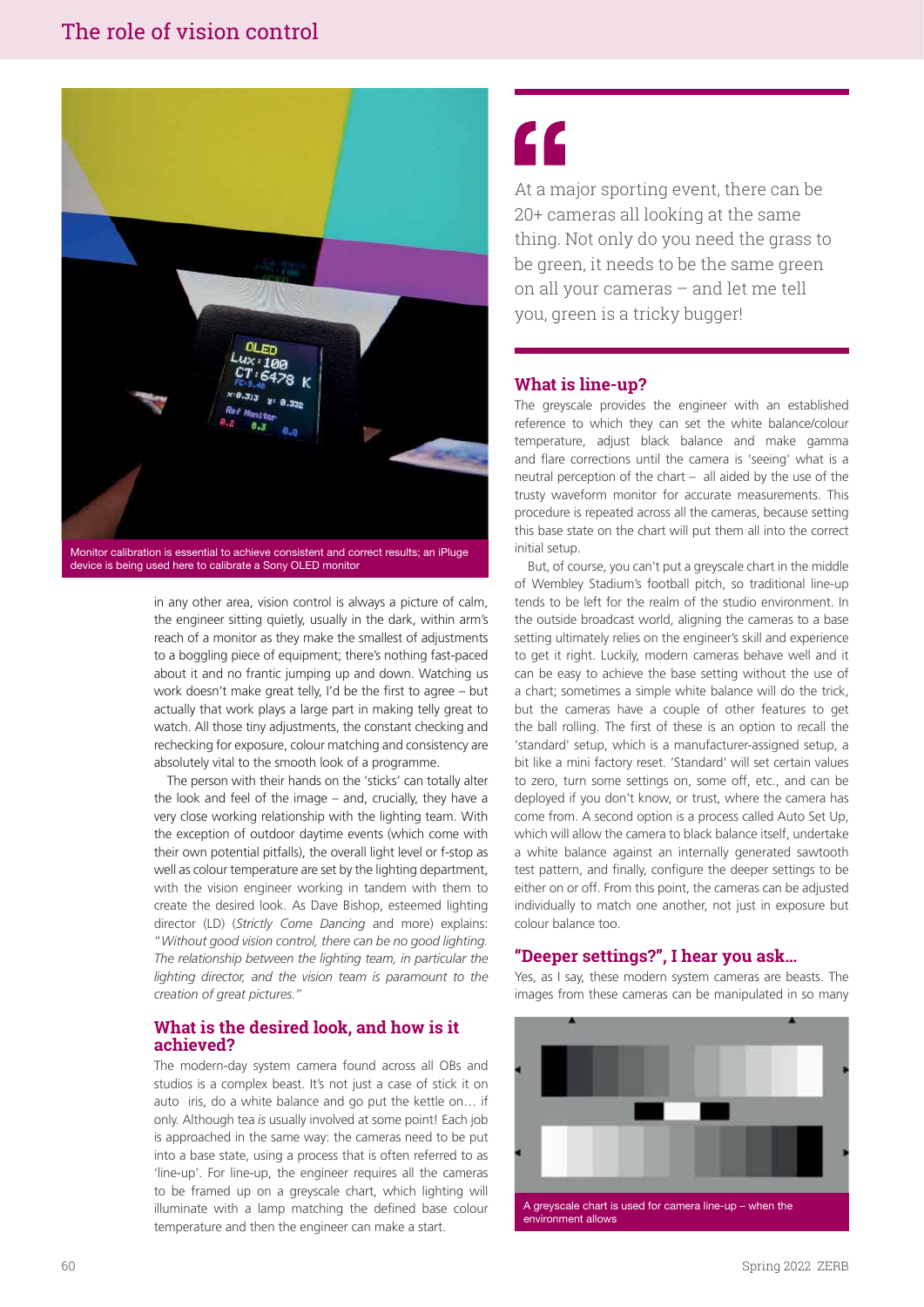Monitor calibration is essential to achieve consistent and correct results; an iPluge device is being used here to calibrate a Sony OLED monitor

in any other area, vision control is always a picture of calm, the engineer sitting quietly, usually in the dark, within arm's reach of a monitor as they make the smallest of adjustments to a boggling piece of equipment; there's nothing fast-paced about it and no frantic jumping up and down. Watching us work doesn't make great telly, I'd be the first to agree – but actually that work plays a large part in making telly great to watch. All those tiny adjustments, the constant checking and rechecking for exposure, colour matching and consistency are absolutely vital to the smooth look of a programme.

The person with their hands on the 'sticks' can totally alter the look and feel of the image – and, crucially, they have a very close working relationship with the lighting team. With the exception of outdoor daytime events (which come with their own potential pitfalls), the overall light level or f-stop as well as colour temperature are set by the lighting department, with the vision engineer working in tandem with them to create the desired look. As Dave Bishop, esteemed lighting director (LD) (*Strictly Come Dancing* and more) explains: *"Without good vision control, there can be no good lighting. The relationship between the lighting team, in particular the lighting director, and the vision team is paramount to the creation of great pictures."*

## What is the desired look, and how is it achieved?

The modern-day system camera found across all OBs and studios is a complex beast. It's not just a case of stick it on auto iris, do a white balance and go put the kettle on… if only. Although tea *is* usually involved at some point! Each job is approached in the same way: the cameras need to be put into a base state, using a process that is often referred to as 'line-up'. For line-up, the engineer requires all the cameras to be framed up on a greyscale chart, which lighting will illuminate with a lamp matching the defined base colour temperature and then the engineer can make a start.

> At a major sporting event, there can be 20+ cameras all looking at the same thing. Not only do you need the grass to be green, it needs to be the same green on all your cameras – and let me tell you, green is a tricky bugger!

## What is line-up?

The greyscale provides the engineer with an established reference to which they can set the white balance/colour temperature, adjust black balance and make gamma and flare corrections until the camera is 'seeing' what is a neutral perception of the chart – all aided by the use of the trusty waveform monitor for accurate measurements. This procedure is repeated across all the cameras, because setting this base state on the chart will put them all into the correct initial setup.

But, of course, you can't put a greyscale chart in the middle of Wembley Stadium's football pitch, so traditional line-up tends to be left for the realm of the studio environment. In the outside broadcast world, aligning the cameras to a base setting ultimately relies on the engineer's skill and experience to get it right. Luckily, modern cameras behave well and it can be easy to achieve the base setting without the use of a chart; sometimes a simple white balance will do the trick, but the cameras have a couple of other features to get the ball rolling. The first of these is an option to recall the 'standard' setup, which is a manufacturer-assigned setup, a bit like a mini factory reset. 'Standard' will set certain values to zero, turn some settings on, some off, etc., and can be deployed if you don't know, or trust, where the camera has come from. A second option is a process called Auto Set Up, which will allow the camera to black balance itself, undertake a white balance against an internally generated sawtooth test pattern, and finally, configure the deeper settings to be either on or off. From this point, the cameras can be adjusted individually to match one another, not just in exposure but colour balance too.

## "Deeper settings?", I hear you ask…

Yes, as I say, these modern system cameras are beasts. The images from these cameras can be manipulated in so many

A greyscale chart is used for camera line-up – when the environment allows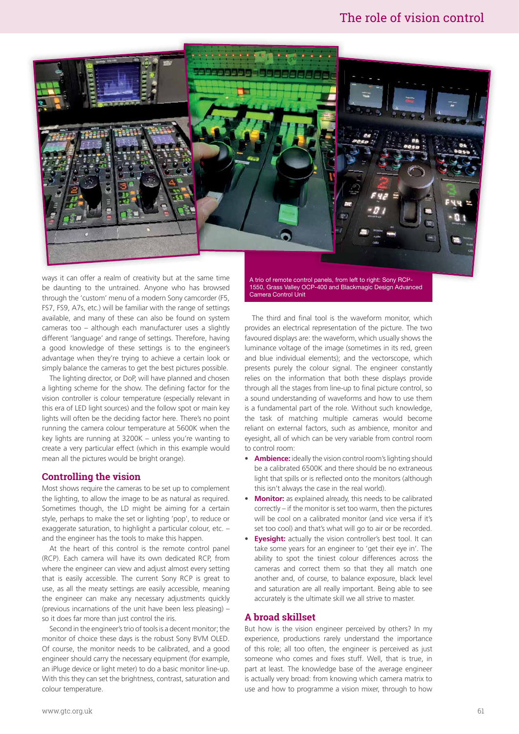ways it can offer a realm of creativity but at the same time be daunting to the untrained. Anyone who has browsed through the 'custom' menu of a modern Sony camcorder (F5, FS7, FS9, A7s, etc.) will be familiar with the range of settings available, and many of these can also be found on system cameras too – although each manufacturer uses a slightly different 'language' and range of settings. Therefore, having a good knowledge of these settings is to the engineer's advantage when they're trying to achieve a certain look or simply balance the cameras to get the best pictures possible.

The lighting director, or DoP, will have planned and chosen a lighting scheme for the show. The defining factor for the vision controller is colour temperature (especially relevant in this era of LED light sources) and the follow spot or main key lights will often be the deciding factor here. There's no point running the camera colour temperature at 5600K when the key lights are running at 3200K – unless you're wanting to create a very particular effect (which in this example would mean all the pictures would be bright orange).

## Controlling the vision

Most shows require the cameras to be set up to complement the lighting, to allow the image to be as natural as required. Sometimes though, the LD might be aiming for a certain style, perhaps to make the set or lighting 'pop', to reduce or exaggerate saturation, to highlight a particular colour, etc. – and the engineer has the tools to make this happen.

At the heart of this control is the remote control panel (RCP). Each camera will have its own dedicated RCP, from where the engineer can view and adjust almost every setting that is easily accessible. The current Sony RCP is great to use, as all the meaty settings are easily accessible, meaning the engineer can make any necessary adjustments quickly (previous incarnations of the unit have been less pleasing) – so it does far more than just control the iris.

Second in the engineer's trio of tools is a decent monitor; the monitor of choice these days is the robust Sony BVM OLED. Of course, the monitor needs to be calibrated, and a good engineer should carry the necessary equipment (for example, an iPluge device or light meter) to do a basic monitor line-up. With this they can set the brightness, contrast, saturation and colour temperature.

A trio of remote control panels, from left to right: Sony RCP-1550, Grass Valley OCP-400 and Blackmagic Design Advanced Camera Control Unit

The third and final tool is the waveform monitor, which provides an electrical representation of the picture. The two favoured displays are: the waveform, which usually shows the luminance voltage of the image (sometimes in its red, green and blue individual elements); and the vectorscope, which presents purely the colour signal. The engineer constantly relies on the information that both these displays provide through all the stages from line-up to final picture control, so a sound understanding of waveforms and how to use them is a fundamental part of the role. Without such knowledge, the task of matching multiple cameras would become reliant on external factors, such as ambience, monitor and eyesight, all of which can be very variable from control room to control room:

- **Ambience:** ideally the vision control room's lighting should be a calibrated 6500K and there should be no extraneous light that spills or is reflected onto the monitors (although this isn't always the case in the real world).
- **Monitor:** as explained already, this needs to be calibrated correctly – if the monitor is set too warm, then the pictures will be cool on a calibrated monitor (and vice versa if it's set too cool) and that's what will go to air or be recorded.
- **Eyesight:** actually the vision controller's best tool. It can take some years for an engineer to 'get their eye in'. The ability to spot the tiniest colour differences across the cameras and correct them so that they all match one another and, of course, to balance exposure, black level and saturation are all really important. Being able to see accurately is the ultimate skill we all strive to master.

## A broad skillset

But how is the vision engineer perceived by others? In my experience, productions rarely understand the importance of this role; all too often, the engineer is perceived as just someone who comes and fixes stuff. Well, that is true, in part at least. The knowledge base of the average engineer is actually very broad: from knowing which camera matrix to use and how to programme a vision mixer, through to how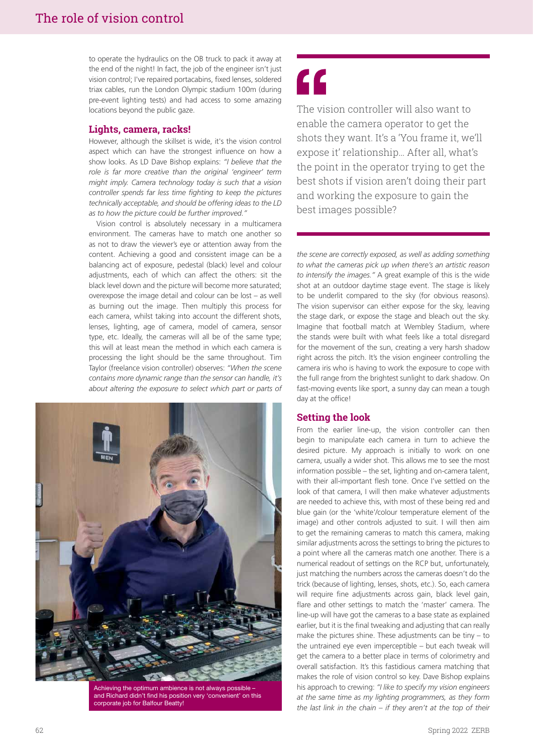to operate the hydraulics on the OB truck to pack it away at the end of the night! In fact, the job of the engineer isn't just vision control; I've repaired portacabins, fixed lenses, soldered triax cables, run the London Olympic stadium 100m (during pre-event lighting tests) and had access to some amazing locations beyond the public gaze.

## Lights, camera, racks!

However, although the skillset is wide, it's the vision control aspect which can have the strongest influence on how a show looks. As LD Dave Bishop explains: *"I believe that the role is far more creative than the original 'engineer' term might imply. Camera technology today is such that a vision controller spends far less time fighting to keep the pictures technically acceptable, and should be offering ideas to the LD as to how the picture could be further improved."*

Vision control is absolutely necessary in a multicamera environment. The cameras have to match one another so as not to draw the viewer's eye or attention away from the content. Achieving a good and consistent image can be a balancing act of exposure, pedestal (black) level and colour adjustments, each of which can affect the others: sit the black level down and the picture will become more saturated; overexpose the image detail and colour can be lost – as well as burning out the image. Then multiply this process for each camera, whilst taking into account the different shots, lenses, lighting, age of camera, model of camera, sensor type, etc. Ideally, the cameras will all be of the same type; this will at least mean the method in which each camera is processing the light should be the same throughout. Tim Taylor (freelance vision controller) observes: *"When the scene contains more dynamic range than the sensor can handle, it's about altering the exposure to select which part or parts of the scene are correctly exposed, as well as adding something to what the cameras pick up when there's an artistic reason to intensify the images."* A great example of this is the wide shot at an outdoor daytime stage event. The stage is likely to be underlit compared to the sky (for obvious reasons). The vision supervisor can either expose for the sky, leaving the stage dark, or expose the stage and bleach out the sky. Imagine that football match at Wembley Stadium, where the stands were built with what feels like a total disregard for the movement of the sun, creating a very harsh shadow right across the pitch. It's the vision engineer controlling the camera iris who is having to work the exposure to cope with the full range from the brightest sunlight to dark shadow. On fast-moving events like sport, a sunny day can mean a tough day at the office!

> The vision controller will also want to enable the camera operator to get the shots they want. It's a 'You frame it, we'll expose it' relationship... After all, what's the point in the operator trying to get the best shots if vision aren't doing their part and working the exposure to gain the best images possible?

Achieving the optimum ambience is not always possible – and Richard didn't find his position very 'convenient' on this corporate job for Balfour Beatty!

## Setting the look

From the earlier line-up, the vision controller can then begin to manipulate each camera in turn to achieve the desired picture. My approach is initially to work on one camera, usually a wider shot. This allows me to see the most information possible – the set, lighting and on-camera talent, with their all-important flesh tone. Once I've settled on the look of that camera, I will then make whatever adjustments are needed to achieve this, with most of these being red and blue gain (or the 'white'/colour temperature element of the image) and other controls adjusted to suit. I will then aim to get the remaining cameras to match this camera, making similar adjustments across the settings to bring the pictures to a point where all the cameras match one another. There is a numerical readout of settings on the RCP but, unfortunately, just matching the numbers across the cameras doesn't do the trick (because of lighting, lenses, shots, etc.). So, each camera will require fine adjustments across gain, black level gain, flare and other settings to match the 'master' camera. The line-up will have got the cameras to a base state as explained earlier, but it is the final tweaking and adjusting that can really make the pictures shine. These adjustments can be tiny – to the untrained eye even imperceptible – but each tweak will get the camera to a better place in terms of colorimetry and overall satisfaction. It's this fastidious camera matching that makes the role of vision control so key. Dave Bishop explains his approach to crewing: *"I like to specify my vision engineers at the same time as my lighting programmers, as they form the last link in the chain – if they aren't at the top of their*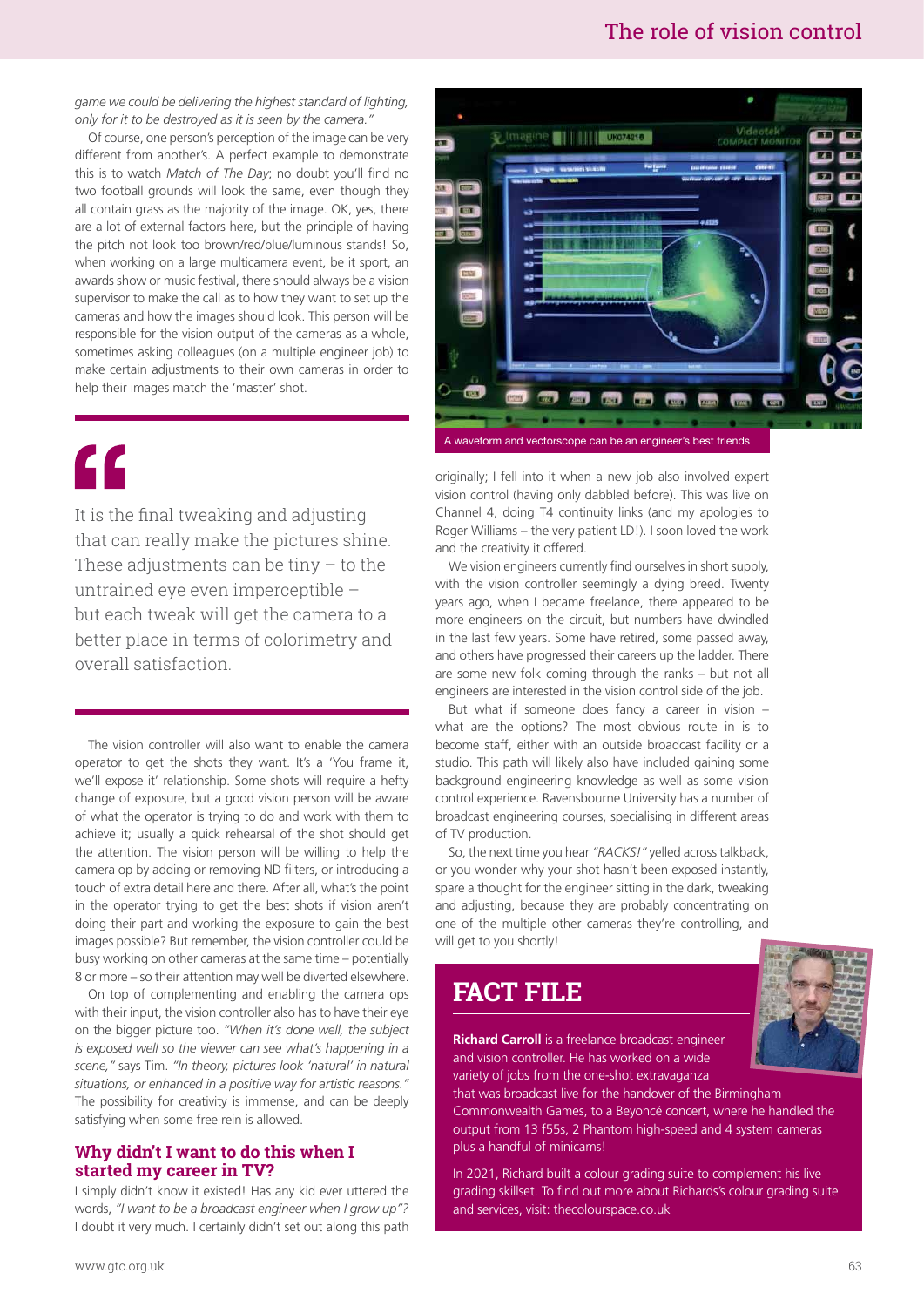*game we could be delivering the highest standard of lighting, only for it to be destroyed as it is seen by the camera."*

Of course, one person's perception of the image can be very different from another's. A perfect example to demonstrate this is to watch *Match of The Day*; no doubt you'll find no two football grounds will look the same, even though they all contain grass as the majority of the image. OK, yes, there are a lot of external factors here, but the principle of having the pitch not look too brown/red/blue/luminous stands! So, when working on a large multicamera event, be it sport, an awards show or music festival, there should always be a vision supervisor to make the call as to how they want to set up the cameras and how the images should look. This person will be responsible for the vision output of the cameras as a whole, sometimes asking colleagues (on a multiple engineer job) to make certain adjustments to their own cameras in order to help their images match the 'master' shot.

> It is the final tweaking and adjusting that can really make the pictures shine. These adjustments can be tiny – to the untrained eye even imperceptible – but each tweak will get the camera to a better place in terms of colorimetry and overall satisfaction.

The vision controller will also want to enable the camera operator to get the shots they want. It's a 'You frame it, we'll expose it' relationship. Some shots will require a hefty change of exposure, but a good vision person will be aware of what the operator is trying to do and work with them to achieve it; usually a quick rehearsal of the shot should get the attention. The vision person will be willing to help the camera op by adding or removing ND filters, or introducing a touch of extra detail here and there. After all, what's the point in the operator trying to get the best shots if vision aren't doing their part and working the exposure to gain the best images possible? But remember, the vision controller could be busy working on other cameras at the same time – potentially 8 or more – so their attention may well be diverted elsewhere.

On top of complementing and enabling the camera ops with their input, the vision controller also has to have their eye on the bigger picture too. *"When it's done well, the subject is exposed well so the viewer can see what's happening in a scene,"* says Tim. *"In theory, pictures look 'natural' in natural situations, or enhanced in a positive way for artistic reasons."* The possibility for creativity is immense, and can be deeply satisfying when some free rein is allowed.

## Why didn't I want to do this when I started my career in TV?

I simply didn't know it existed! Has any kid ever uttered the words, *"I want to be a broadcast engineer when I grow up"?* I doubt it very much. I certainly didn't set out along this path originally; I fell into it when a new job also involved expert vision control (having only dabbled before). This was live on Channel 4, doing T4 continuity links (and my apologies to Roger Williams – the very patient LD!). I soon loved the work and the creativity it offered.

A waveform and vectorscope can be an engineer's best friends

We vision engineers currently find ourselves in short supply, with the vision controller seemingly a dying breed. Twenty years ago, when I became freelance, there appeared to be more engineers on the circuit, but numbers have dwindled in the last few years. Some have retired, some passed away, and others have progressed their careers up the ladder. There are some new folk coming through the ranks – but not all engineers are interested in the vision control side of the job.

But what if someone does fancy a career in vision – what are the options? The most obvious route in is to become staff, either with an outside broadcast facility or a studio. This path will likely also have included gaining some background engineering knowledge as well as some vision control experience. Ravensbourne University has a number of broadcast engineering courses, specialising in different areas of TV production.

So, the next time you hear *"RACKS!"* yelled across talkback, or you wonder why your shot hasn't been exposed instantly, spare a thought for the engineer sitting in the dark, tweaking and adjusting, because they are probably concentrating on one of the multiple other cameras they're controlling, and will get to you shortly!

## FACT FILE

**Richard Carroll** is a freelance broadcast engineer and vision controller. He has worked on a wide variety of jobs from the one-shot extravaganza that was broadcast live for the handover of the Birmingham Commonwealth Games, to a Beyoncé concert, where he handled the output from 13 f55s, 2 Phantom high-speed and 4 system cameras plus a handful of minicams!

In 2021, Richard built a colour grading suite to complement his live grading skillset. To find out more about Richards's colour grading suite and services, visit: thecolourspace.co.uk